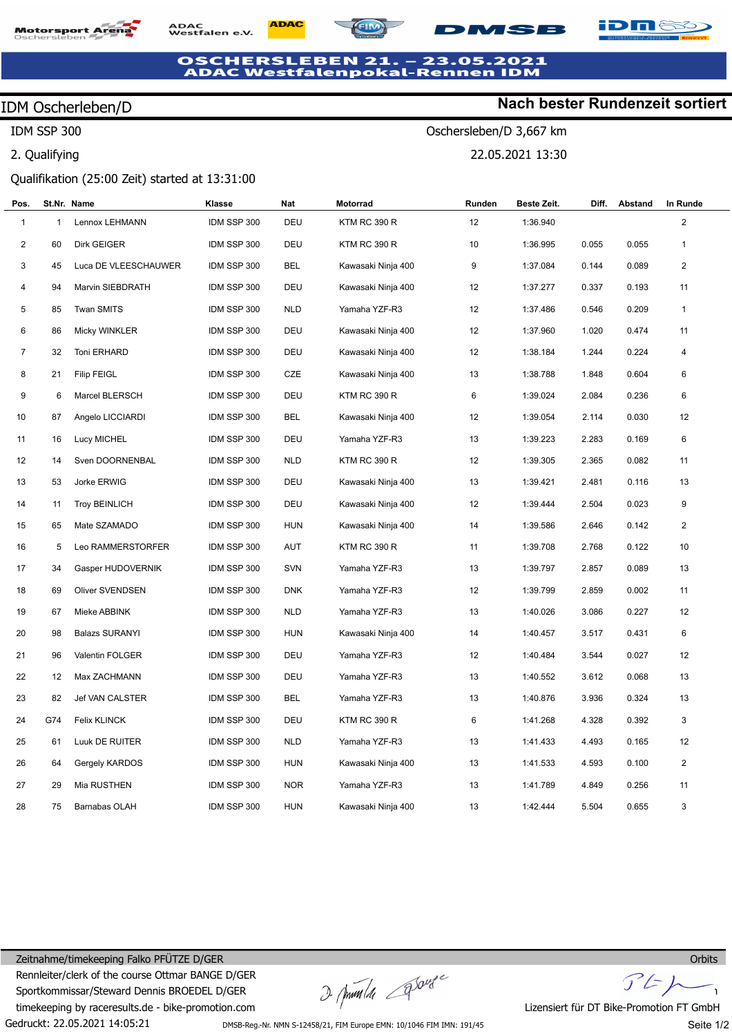# OSCHERSLEBEN 21. – 23.05.2021
## ADAC Westfalenpokal-Rennen IDM

**IDM Oscherleben/D** — **Nach bester Rundenzeit sortiert**

IDM SSP 300 — Oschersleben/D 3,667 km

2. Qualifying — 22.05.2021 13:30

Qualifikation (25:00 Zeit) started at 13:31:00

| Pos. | St.Nr. | Name | Klasse | Nat | Motorrad | Runden | Beste Zeit. | Diff. | Abstand | In Runde |
|---|---|---|---|---|---|---|---|---|---|---|
| 1 | 1 | Lennox LEHMANN | IDM SSP 300 | DEU | KTM RC 390 R | 12 | 1:36.940 | | | 2 |
| 2 | 60 | Dirk GEIGER | IDM SSP 300 | DEU | KTM RC 390 R | 10 | 1:36.995 | 0.055 | 0.055 | 1 |
| 3 | 45 | Luca DE VLEESCHAUWER | IDM SSP 300 | BEL | Kawasaki Ninja 400 | 9 | 1:37.084 | 0.144 | 0.089 | 2 |
| 4 | 94 | Marvin SIEBDRATH | IDM SSP 300 | DEU | Kawasaki Ninja 400 | 12 | 1:37.277 | 0.337 | 0.193 | 11 |
| 5 | 85 | Twan SMITS | IDM SSP 300 | NLD | Yamaha YZF-R3 | 12 | 1:37.486 | 0.546 | 0.209 | 1 |
| 6 | 86 | Micky WINKLER | IDM SSP 300 | DEU | Kawasaki Ninja 400 | 12 | 1:37.960 | 1.020 | 0.474 | 11 |
| 7 | 32 | Toni ERHARD | IDM SSP 300 | DEU | Kawasaki Ninja 400 | 12 | 1:38.184 | 1.244 | 0.224 | 4 |
| 8 | 21 | Filip FEIGL | IDM SSP 300 | CZE | Kawasaki Ninja 400 | 13 | 1:38.788 | 1.848 | 0.604 | 6 |
| 9 | 6 | Marcel BLERSCH | IDM SSP 300 | DEU | KTM RC 390 R | 6 | 1:39.024 | 2.084 | 0.236 | 6 |
| 10 | 87 | Angelo LICCIARDI | IDM SSP 300 | BEL | Kawasaki Ninja 400 | 12 | 1:39.054 | 2.114 | 0.030 | 12 |
| 11 | 16 | Lucy MICHEL | IDM SSP 300 | DEU | Yamaha YZF-R3 | 13 | 1:39.223 | 2.283 | 0.169 | 6 |
| 12 | 14 | Sven DOORNENBAL | IDM SSP 300 | NLD | KTM RC 390 R | 12 | 1:39.305 | 2.365 | 0.082 | 11 |
| 13 | 53 | Jorke ERWIG | IDM SSP 300 | DEU | Kawasaki Ninja 400 | 13 | 1:39.421 | 2.481 | 0.116 | 13 |
| 14 | 11 | Troy BEINLICH | IDM SSP 300 | DEU | Kawasaki Ninja 400 | 12 | 1:39.444 | 2.504 | 0.023 | 9 |
| 15 | 65 | Mate SZAMADO | IDM SSP 300 | HUN | Kawasaki Ninja 400 | 14 | 1:39.586 | 2.646 | 0.142 | 2 |
| 16 | 5 | Leo RAMMERSTORFER | IDM SSP 300 | AUT | KTM RC 390 R | 11 | 1:39.708 | 2.768 | 0.122 | 10 |
| 17 | 34 | Gasper HUDOVERNIK | IDM SSP 300 | SVN | Yamaha YZF-R3 | 13 | 1:39.797 | 2.857 | 0.089 | 13 |
| 18 | 69 | Oliver SVENDSEN | IDM SSP 300 | DNK | Yamaha YZF-R3 | 12 | 1:39.799 | 2.859 | 0.002 | 11 |
| 19 | 67 | Mieke ABBINK | IDM SSP 300 | NLD | Yamaha YZF-R3 | 13 | 1:40.026 | 3.086 | 0.227 | 12 |
| 20 | 98 | Balazs SURANYI | IDM SSP 300 | HUN | Kawasaki Ninja 400 | 14 | 1:40.457 | 3.517 | 0.431 | 6 |
| 21 | 96 | Valentin FOLGER | IDM SSP 300 | DEU | Yamaha YZF-R3 | 12 | 1:40.484 | 3.544 | 0.027 | 12 |
| 22 | 12 | Max ZACHMANN | IDM SSP 300 | DEU | Yamaha YZF-R3 | 13 | 1:40.552 | 3.612 | 0.068 | 13 |
| 23 | 82 | Jef VAN CALSTER | IDM SSP 300 | BEL | Yamaha YZF-R3 | 13 | 1:40.876 | 3.936 | 0.324 | 13 |
| 24 | G74 | Felix KLINCK | IDM SSP 300 | DEU | KTM RC 390 R | 6 | 1:41.268 | 4.328 | 0.392 | 3 |
| 25 | 61 | Luuk DE RUITER | IDM SSP 300 | NLD | Yamaha YZF-R3 | 13 | 1:41.433 | 4.493 | 0.165 | 12 |
| 26 | 64 | Gergely KARDOS | IDM SSP 300 | HUN | Kawasaki Ninja 400 | 13 | 1:41.533 | 4.593 | 0.100 | 2 |
| 27 | 29 | Mia RUSTHEN | IDM SSP 300 | NOR | Yamaha YZF-R3 | 13 | 1:41.789 | 4.849 | 0.256 | 11 |
| 28 | 75 | Barnabas OLAH | IDM SSP 300 | HUN | Kawasaki Ninja 400 | 13 | 1:42.444 | 5.504 | 0.655 | 3 |

Zeitnahme/timekeeping Falko PFÜTZE D/GER — Orbits
Rennleiter/clerk of the course Ottmar BANGE D/GER
Sportkommissar/Steward Dennis BROEDEL D/GER
timekeeping by raceresults.de - bike-promotion.com — Lizensiert für DT Bike-Promotion FT GmbH
Gedruckt: 22.05.2021 14:05:21 — DMSB-Reg.-Nr. NMN S-12458/21, FIM Europe EMN: 10/1046 FIM IMN: 191/45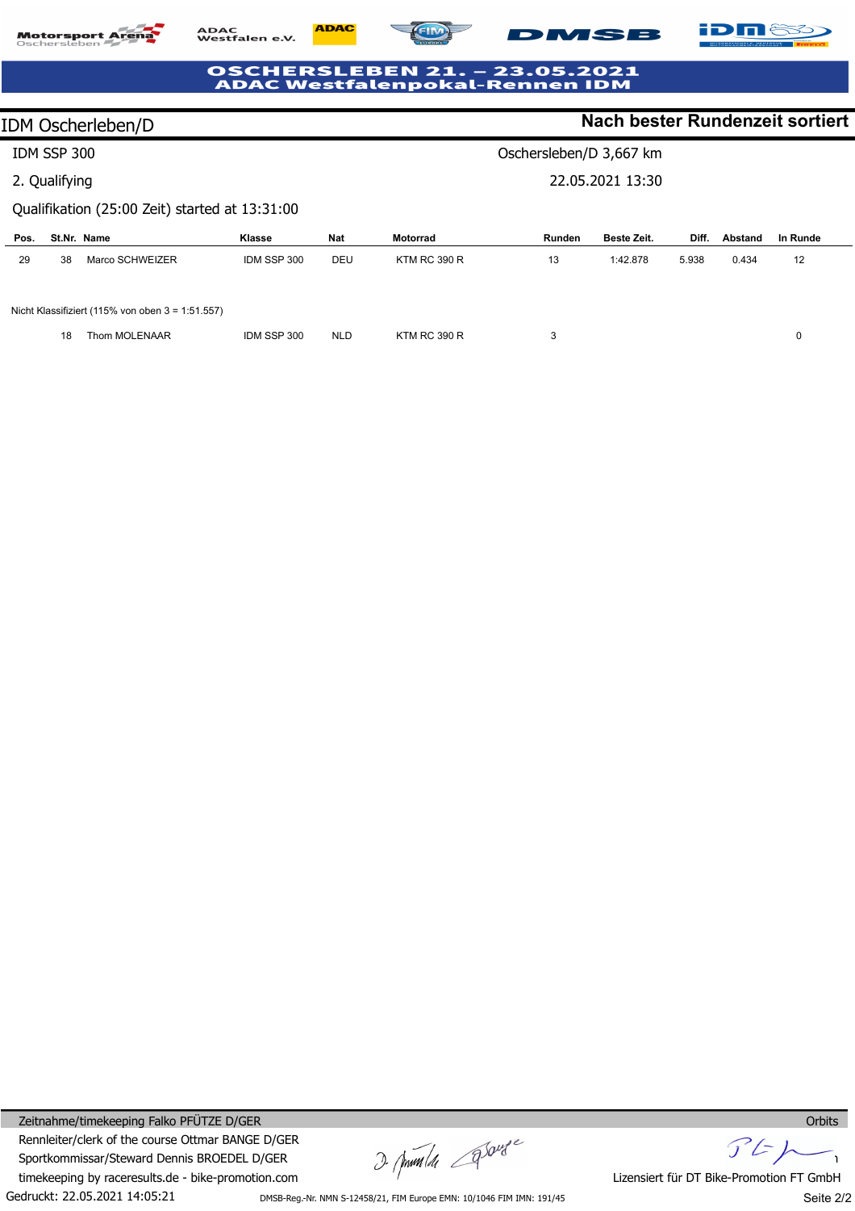# OSCHERSLEBEN 21. – 23.05.2021
## ADAC Westfalenpokal-Rennen IDM

**IDM Oscherleben/D** — **Nach bester Rundenzeit sortiert**

IDM SSP 300 — Oschersleben/D 3,667 km

2. Qualifying — 22.05.2021 13:30

Qualifikation (25:00 Zeit) started at 13:31:00

| Pos. | St.Nr. | Name | Klasse | Nat | Motorrad | Runden | Beste Zeit. | Diff. | Abstand | In Runde |
|---|---|---|---|---|---|---|---|---|---|---|
| 29 | 38 | Marco SCHWEIZER | IDM SSP 300 | DEU | KTM RC 390 R | 13 | 1:42.878 | 5.938 | 0.434 | 12 |

Nicht Klassifiziert (115% von oben 3 = 1:51.557)

| Pos. | St.Nr. | Name | Klasse | Nat | Motorrad | Runden | Beste Zeit. | Diff. | Abstand | In Runde |
|---|---|---|---|---|---|---|---|---|---|---|
| | 18 | Thom MOLENAAR | IDM SSP 300 | NLD | KTM RC 390 R | 3 | | | | 0 |

Zeitnahme/timekeeping Falko PFÜTZE D/GER — Orbits

Rennleiter/clerk of the course Ottmar BANGE D/GER

Sportkommissar/Steward Dennis BROEDEL D/GER

timekeeping by raceresults.de - bike-promotion.com — Lizensiert für DT Bike-Promotion FT GmbH

Gedruckt: 22.05.2021 14:05:21

DMSB-Reg.-Nr. NMN S-12458/21, FIM Europe EMN: 10/1046 FIM IMN: 191/45